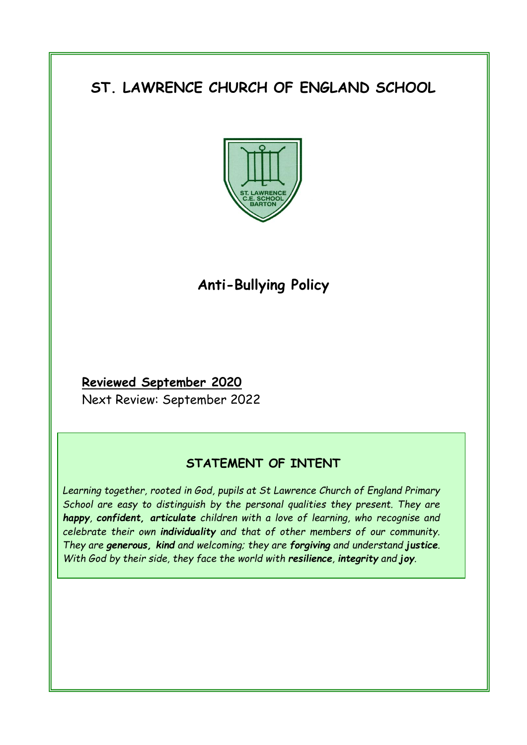# ST. LAWRENCE CHURCH OF ENGLAND SCHOOL

## Anti-Bullying Policy

**Reviewed September 2020**

Next Review: September 2022

### STATEMENT OF INTENT

*Learning together, rooted in God, pupils at St Lawrence Church of England Primary School are easy to distinguish by the personal qualities they present. They are **happy**, **confident, articulate** children with a love of learning, who recognise and celebrate their own **individuality** and that of other members of our community. They are **generous, kind** and welcoming; they are **forgiving** and understand **justice**. With God by their side, they face the world with **resilience**, **integrity** and **joy**.*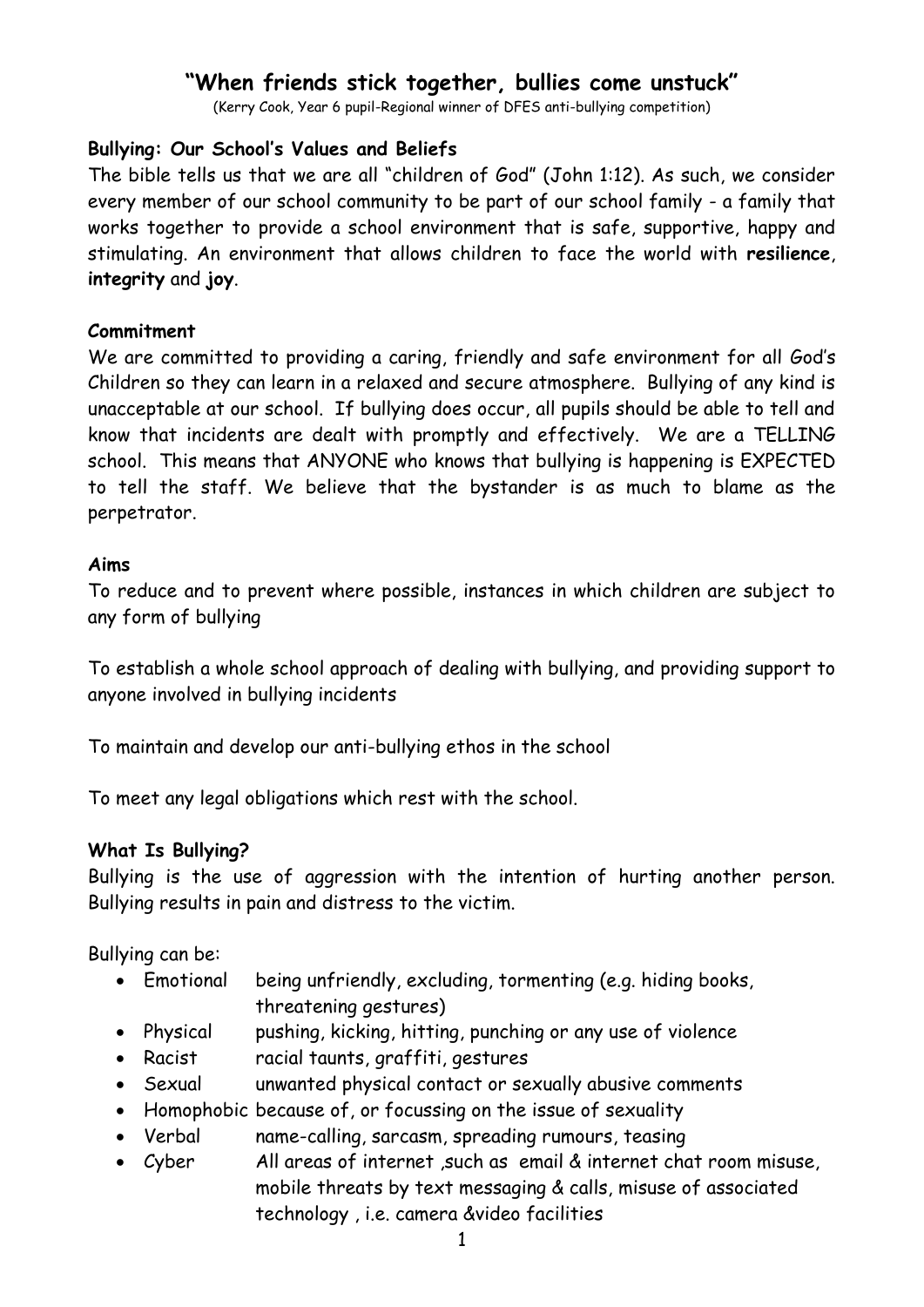## "When friends stick together, bullies come unstuck"

(Kerry Cook, Year 6 pupil-Regional winner of DFES anti-bullying competition)

**Bullying: Our School's Values and Beliefs**

The bible tells us that we are all "children of God" (John 1:12). As such, we consider every member of our school community to be part of our school family - a family that works together to provide a school environment that is safe, supportive, happy and stimulating. An environment that allows children to face the world with **resilience**, **integrity** and **joy**.

**Commitment**

We are committed to providing a caring, friendly and safe environment for all God's Children so they can learn in a relaxed and secure atmosphere. Bullying of any kind is unacceptable at our school. If bullying does occur, all pupils should be able to tell and know that incidents are dealt with promptly and effectively. We are a TELLING school. This means that ANYONE who knows that bullying is happening is EXPECTED to tell the staff. We believe that the bystander is as much to blame as the perpetrator.

**Aims**

To reduce and to prevent where possible, instances in which children are subject to any form of bullying

To establish a whole school approach of dealing with bullying, and providing support to anyone involved in bullying incidents

To maintain and develop our anti-bullying ethos in the school

To meet any legal obligations which rest with the school.

**What Is Bullying?**

Bullying is the use of aggression with the intention of hurting another person. Bullying results in pain and distress to the victim.

Bullying can be:

- Emotional being unfriendly, excluding, tormenting (e.g. hiding books, threatening gestures)
- Physical pushing, kicking, hitting, punching or any use of violence
- Racist racial taunts, graffiti, gestures
- Sexual unwanted physical contact or sexually abusive comments
- Homophobic because of, or focussing on the issue of sexuality
- Verbal name-calling, sarcasm, spreading rumours, teasing
- Cyber All areas of internet ,such as email & internet chat room misuse, mobile threats by text messaging & calls, misuse of associated technology , i.e. camera &video facilities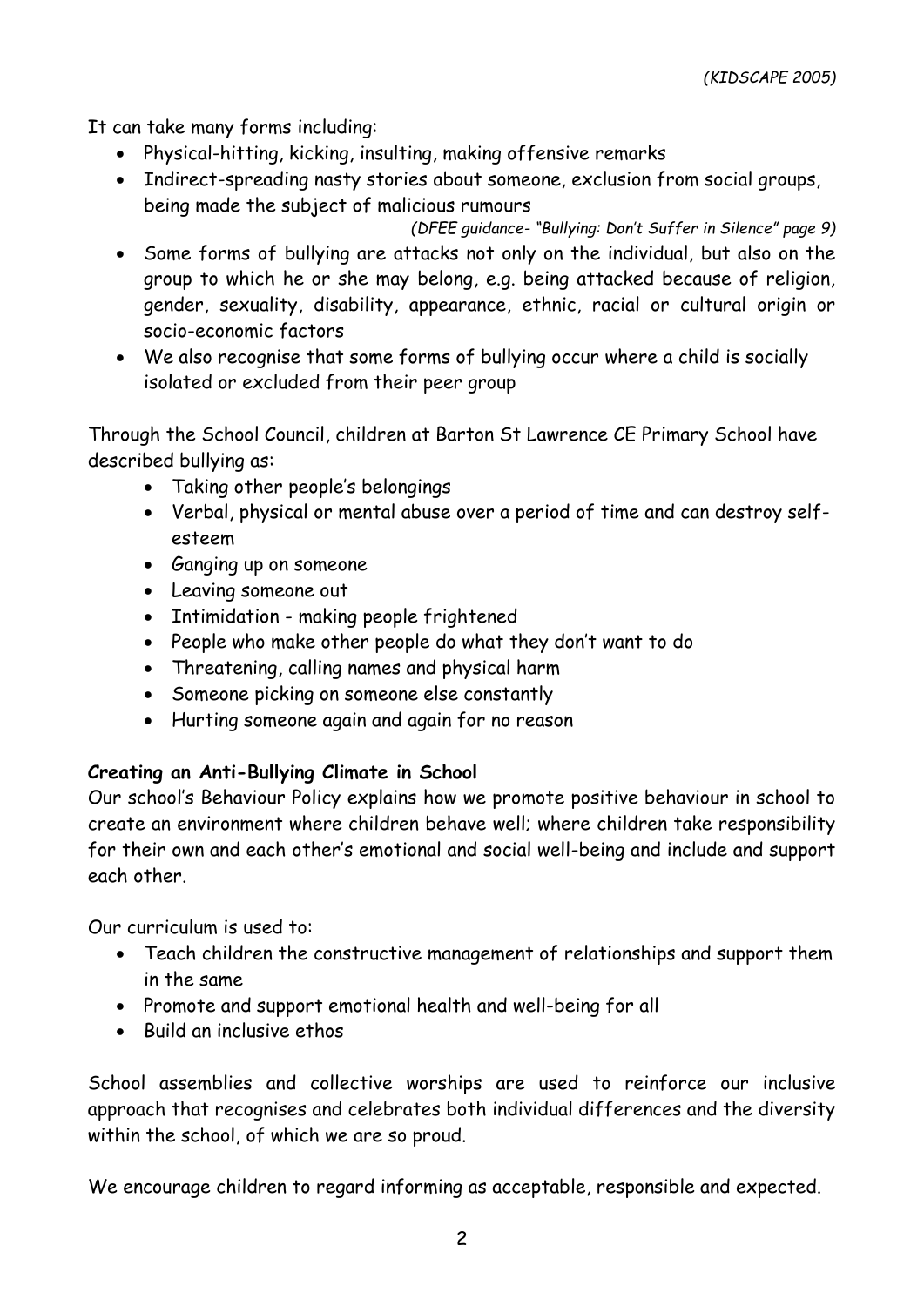*(KIDSCAPE 2005)*

It can take many forms including:

- Physical-hitting, kicking, insulting, making offensive remarks
- Indirect-spreading nasty stories about someone, exclusion from social groups, being made the subject of malicious rumours

*(DFEE guidance- "Bullying: Don't Suffer in Silence" page 9)*

- Some forms of bullying are attacks not only on the individual, but also on the group to which he or she may belong, e.g. being attacked because of religion, gender, sexuality, disability, appearance, ethnic, racial or cultural origin or socio-economic factors
- We also recognise that some forms of bullying occur where a child is socially isolated or excluded from their peer group

Through the School Council, children at Barton St Lawrence CE Primary School have described bullying as:

- Taking other people's belongings
- Verbal, physical or mental abuse over a period of time and can destroy self-esteem
- Ganging up on someone
- Leaving someone out
- Intimidation - making people frightened
- People who make other people do what they don't want to do
- Threatening, calling names and physical harm
- Someone picking on someone else constantly
- Hurting someone again and again for no reason

**Creating an Anti-Bullying Climate in School**

Our school's Behaviour Policy explains how we promote positive behaviour in school to create an environment where children behave well; where children take responsibility for their own and each other's emotional and social well-being and include and support each other.

Our curriculum is used to:

- Teach children the constructive management of relationships and support them in the same
- Promote and support emotional health and well-being for all
- Build an inclusive ethos

School assemblies and collective worships are used to reinforce our inclusive approach that recognises and celebrates both individual differences and the diversity within the school, of which we are so proud.

We encourage children to regard informing as acceptable, responsible and expected.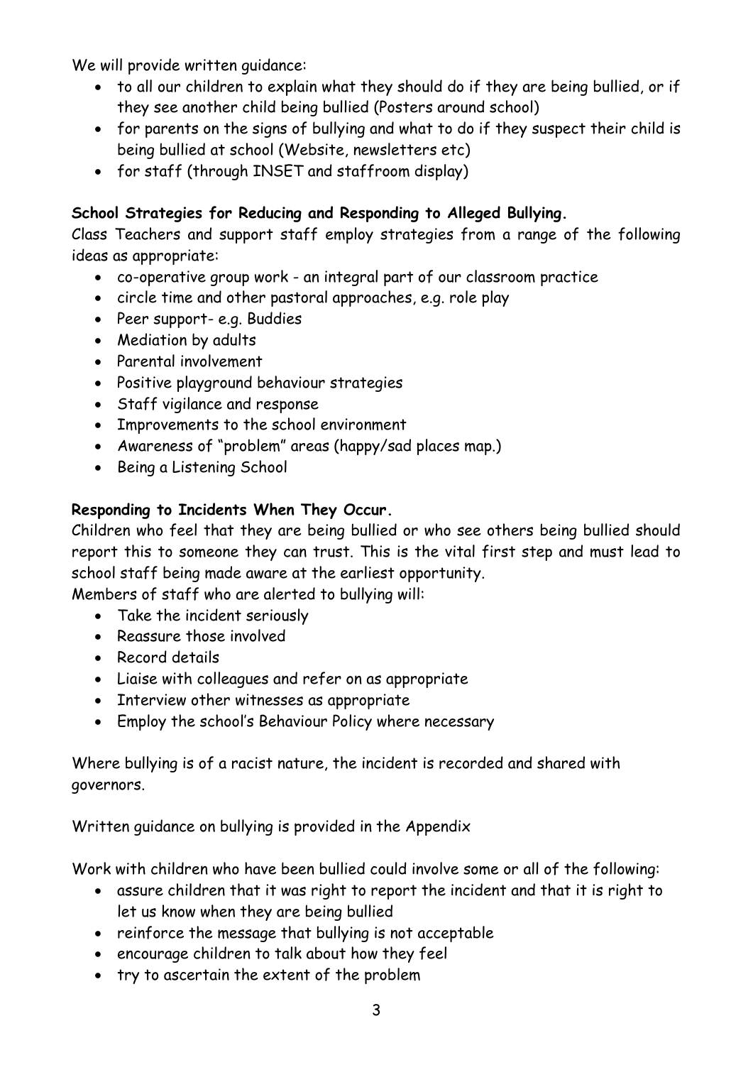We will provide written guidance:

- to all our children to explain what they should do if they are being bullied, or if they see another child being bullied (Posters around school)
- for parents on the signs of bullying and what to do if they suspect their child is being bullied at school (Website, newsletters etc)
- for staff (through INSET and staffroom display)

**School Strategies for Reducing and Responding to Alleged Bullying.**

Class Teachers and support staff employ strategies from a range of the following ideas as appropriate:

- co-operative group work - an integral part of our classroom practice
- circle time and other pastoral approaches, e.g. role play
- Peer support- e.g. Buddies
- Mediation by adults
- Parental involvement
- Positive playground behaviour strategies
- Staff vigilance and response
- Improvements to the school environment
- Awareness of "problem" areas (happy/sad places map.)
- Being a Listening School

**Responding to Incidents When They Occur.**

Children who feel that they are being bullied or who see others being bullied should report this to someone they can trust. This is the vital first step and must lead to school staff being made aware at the earliest opportunity.

Members of staff who are alerted to bullying will:

- Take the incident seriously
- Reassure those involved
- Record details
- Liaise with colleagues and refer on as appropriate
- Interview other witnesses as appropriate
- Employ the school's Behaviour Policy where necessary

Where bullying is of a racist nature, the incident is recorded and shared with governors.

Written guidance on bullying is provided in the Appendix

Work with children who have been bullied could involve some or all of the following:

- assure children that it was right to report the incident and that it is right to let us know when they are being bullied
- reinforce the message that bullying is not acceptable
- encourage children to talk about how they feel
- try to ascertain the extent of the problem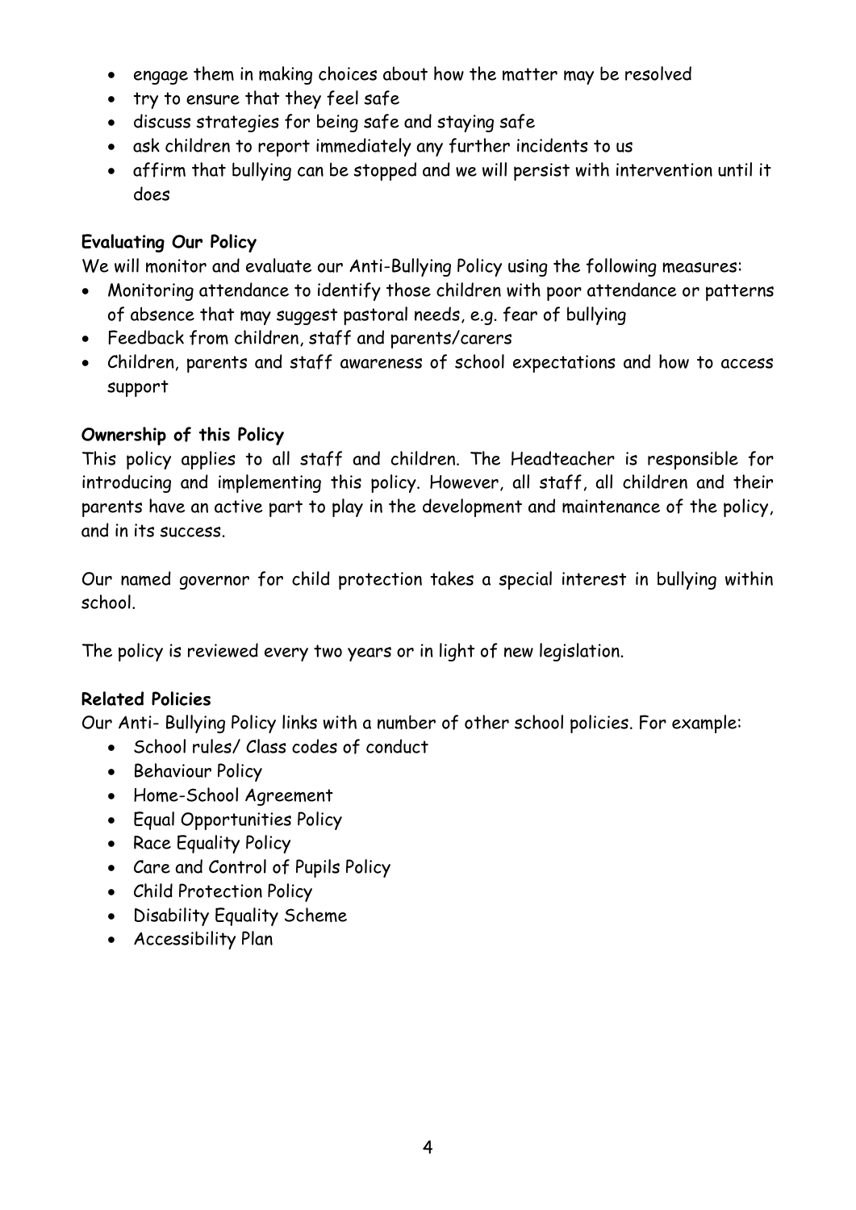- engage them in making choices about how the matter may be resolved
- try to ensure that they feel safe
- discuss strategies for being safe and staying safe
- ask children to report immediately any further incidents to us
- affirm that bullying can be stopped and we will persist with intervention until it does

**Evaluating Our Policy**

We will monitor and evaluate our Anti-Bullying Policy using the following measures:

- Monitoring attendance to identify those children with poor attendance or patterns of absence that may suggest pastoral needs, e.g. fear of bullying
- Feedback from children, staff and parents/carers
- Children, parents and staff awareness of school expectations and how to access support

**Ownership of this Policy**

This policy applies to all staff and children. The Headteacher is responsible for introducing and implementing this policy. However, all staff, all children and their parents have an active part to play in the development and maintenance of the policy, and in its success.

Our named governor for child protection takes a special interest in bullying within school.

The policy is reviewed every two years or in light of new legislation.

**Related Policies**

Our Anti- Bullying Policy links with a number of other school policies. For example:

- School rules/ Class codes of conduct
- Behaviour Policy
- Home-School Agreement
- Equal Opportunities Policy
- Race Equality Policy
- Care and Control of Pupils Policy
- Child Protection Policy
- Disability Equality Scheme
- Accessibility Plan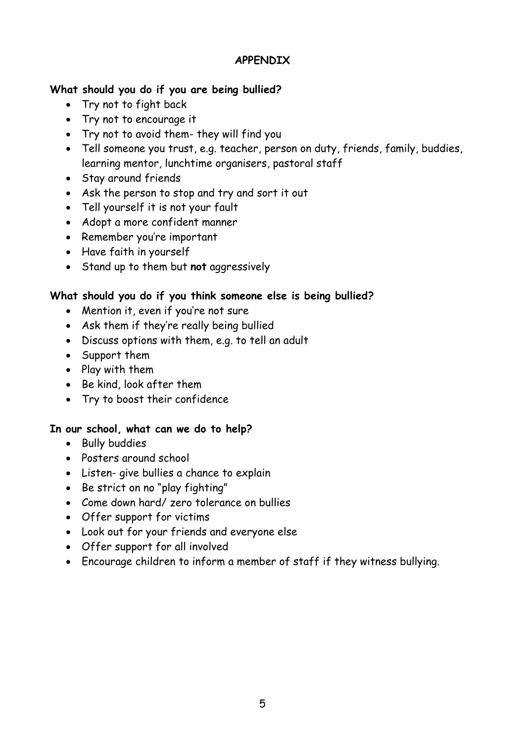## APPENDIX

**What should you do if you are being bullied?**

- Try not to fight back
- Try not to encourage it
- Try not to avoid them- they will find you
- Tell someone you trust, e.g. teacher, person on duty, friends, family, buddies, learning mentor, lunchtime organisers, pastoral staff
- Stay around friends
- Ask the person to stop and try and sort it out
- Tell yourself it is not your fault
- Adopt a more confident manner
- Remember you're important
- Have faith in yourself
- Stand up to them but **not** aggressively

**What should you do if you think someone else is being bullied?**

- Mention it, even if you're not sure
- Ask them if they're really being bullied
- Discuss options with them, e.g. to tell an adult
- Support them
- Play with them
- Be kind, look after them
- Try to boost their confidence

**In our school, what can we do to help?**

- Bully buddies
- Posters around school
- Listen- give bullies a chance to explain
- Be strict on no "play fighting"
- Come down hard/ zero tolerance on bullies
- Offer support for victims
- Look out for your friends and everyone else
- Offer support for all involved
- Encourage children to inform a member of staff if they witness bullying.